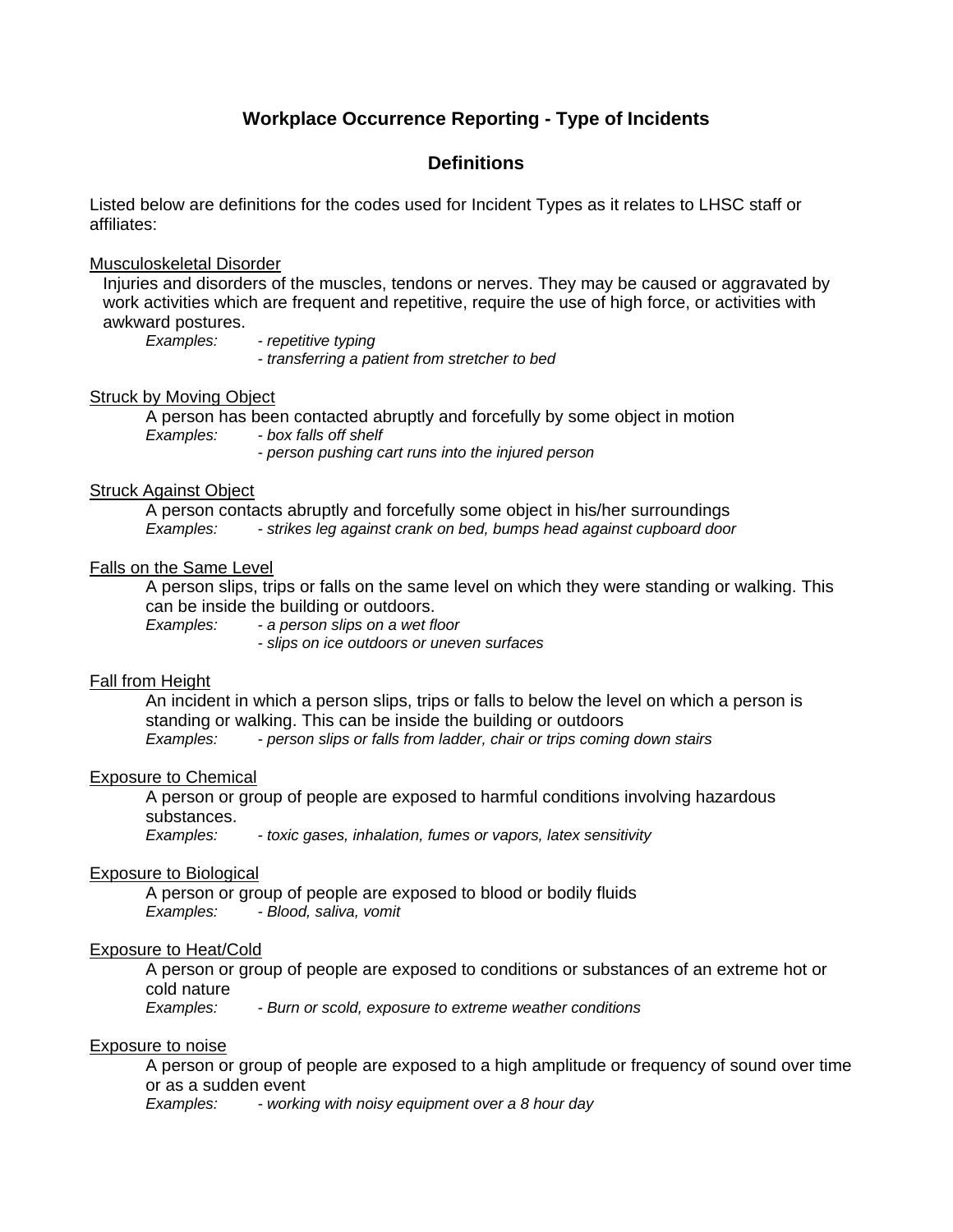# Workplace Occurrence Reporting - Type of Incidents

## Definitions

Listed below are definitions for the codes used for Incident Types as it relates to LHSC staff or affiliates:

<u>Musculoskeletal Disorder</u>

Injuries and disorders of the muscles, tendons or nerves. They may be caused or aggravated by work activities which are frequent and repetitive, require the use of high force, or activities with awkward postures.

*Examples:* - *repetitive typing*
- *transferring a patient from stretcher to bed*

<u>Struck by Moving Object</u>

A person has been contacted abruptly and forcefully by some object in motion

*Examples:* - *box falls off shelf*
- *person pushing cart runs into the injured person*

<u>Struck Against Object</u>

A person contacts abruptly and forcefully some object in his/her surroundings

*Examples:* - *strikes leg against crank on bed, bumps head against cupboard door*

<u>Falls on the Same Level</u>

A person slips, trips or falls on the same level on which they were standing or walking. This can be inside the building or outdoors.

*Examples:* - *a person slips on a wet floor*
- *slips on ice outdoors or uneven surfaces*

<u>Fall from Height</u>

An incident in which a person slips, trips or falls to below the level on which a person is standing or walking. This can be inside the building or outdoors

*Examples:* - *person slips or falls from ladder, chair or trips coming down stairs*

<u>Exposure to Chemical</u>

A person or group of people are exposed to harmful conditions involving hazardous substances.

*Examples:* - *toxic gases, inhalation, fumes or vapors, latex sensitivity*

<u>Exposure to Biological</u>

A person or group of people are exposed to blood or bodily fluids

*Examples:* - *Blood, saliva, vomit*

<u>Exposure to Heat/Cold</u>

A person or group of people are exposed to conditions or substances of an extreme hot or cold nature

*Examples:* - *Burn or scold, exposure to extreme weather conditions*

<u>Exposure to noise</u>

A person or group of people are exposed to a high amplitude or frequency of sound over time or as a sudden event

*Examples:* - *working with noisy equipment over a 8 hour day*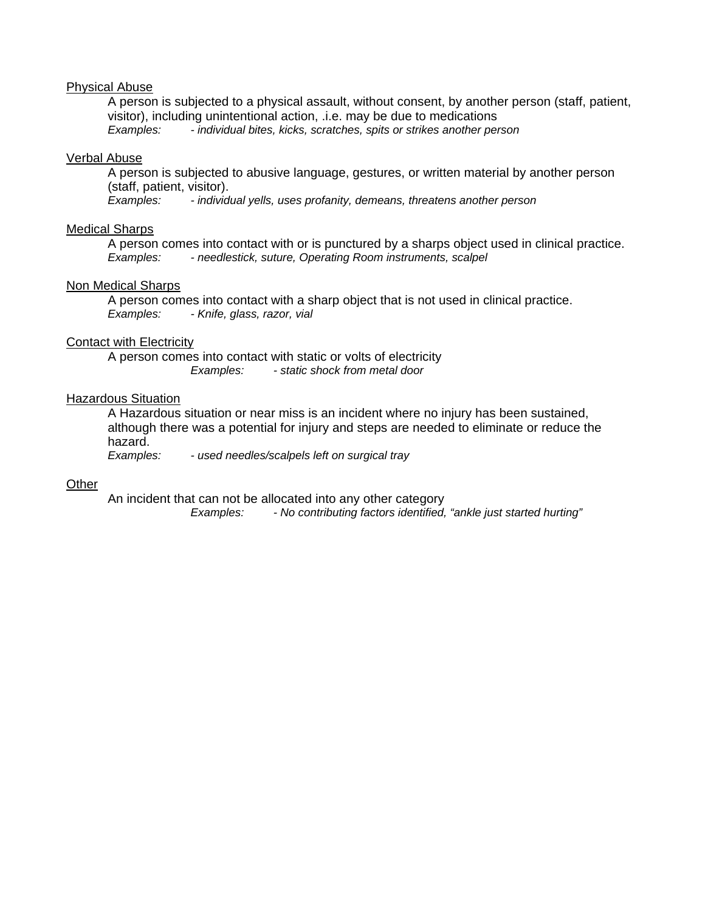<u>Physical Abuse</u>

A person is subjected to a physical assault, without consent, by another person (staff, patient, visitor), including unintentional action, .i.e. may be due to medications

*Examples:* *- individual bites, kicks, scratches, spits or strikes another person*

<u>Verbal Abuse</u>

A person is subjected to abusive language, gestures, or written material by another person (staff, patient, visitor).

*Examples:* *- individual yells, uses profanity, demeans, threatens another person*

<u>Medical Sharps</u>

A person comes into contact with or is punctured by a sharps object used in clinical practice.

*Examples:* *- needlestick, suture, Operating Room instruments, scalpel*

<u>Non Medical Sharps</u>

A person comes into contact with a sharp object that is not used in clinical practice.

*Examples:* *- Knife, glass, razor, vial*

<u>Contact with Electricity</u>

A person comes into contact with static or volts of electricity

*Examples:* *- static shock from metal door*

<u>Hazardous Situation</u>

A Hazardous situation or near miss is an incident where no injury has been sustained, although there was a potential for injury and steps are needed to eliminate or reduce the hazard.

*Examples:* *- used needles/scalpels left on surgical tray*

<u>Other</u>

An incident that can not be allocated into any other category

*Examples:* *- No contributing factors identified, "ankle just started hurting"*